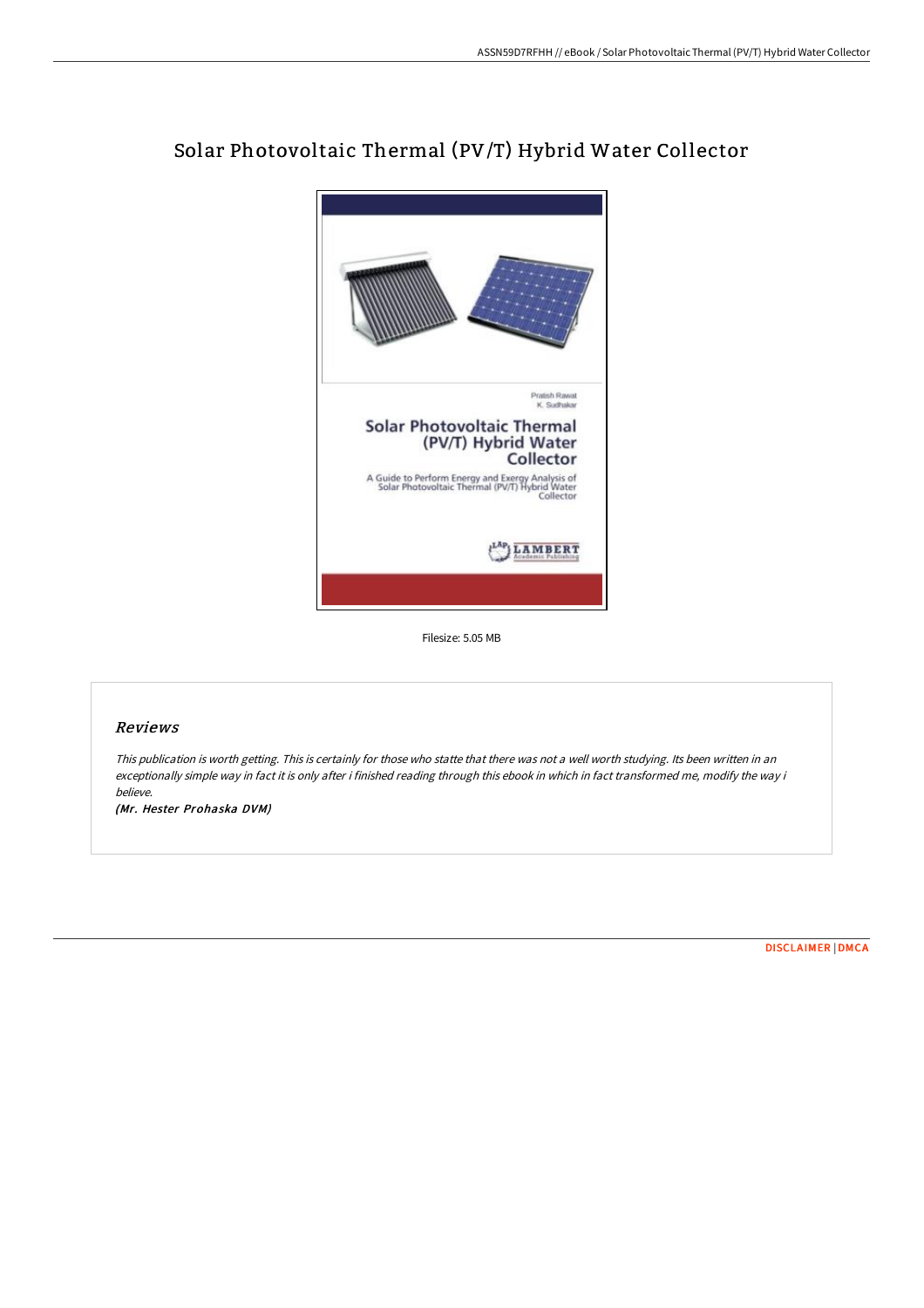# Solar Photovoltaic Thermal (PV/T) Hybrid Water Collector

Filesize: 5.05 MB

## *Reviews*

*This publication is worth getting. This is certainly for those who statte that there was not a well worth studying. Its been written in an exceptionally simple way in fact it is only after i finished reading through this ebook in which in fact transformed me, modify the way i believe.*

*(Mr. Hester Prohaska DVM)*

DISCLAIMER | DMCA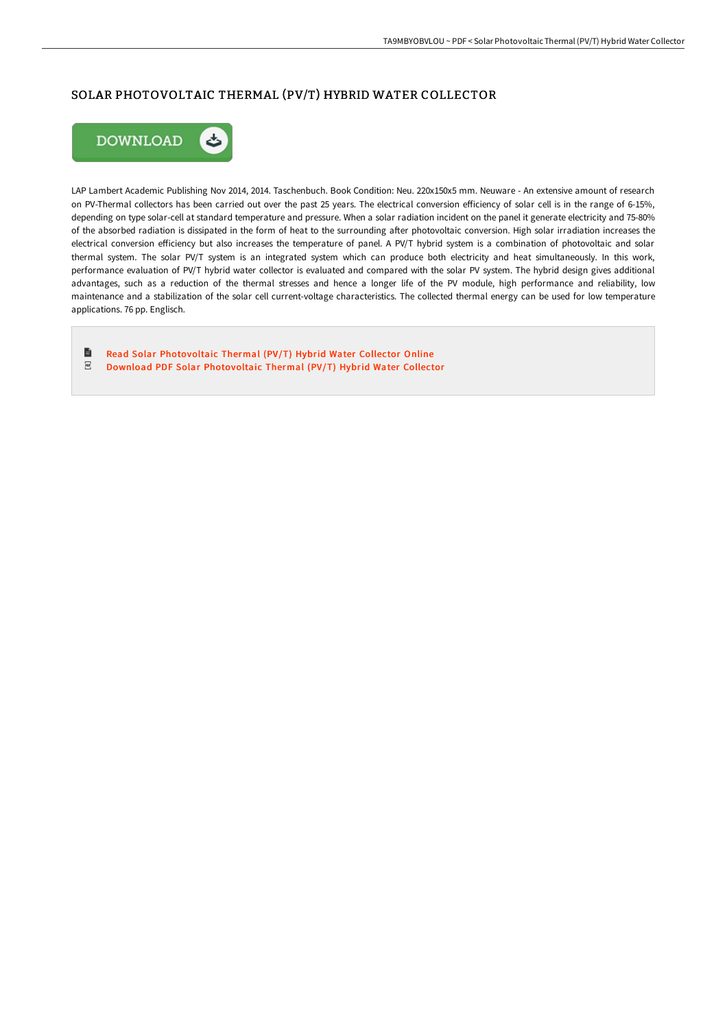# SOLAR PHOTOVOLTAIC THERMAL (PV/T) HYBRID WATER COLLECTOR

LAP Lambert Academic Publishing Nov 2014, 2014. Taschenbuch. Book Condition: Neu. 220x150x5 mm. Neuware - An extensive amount of research on PV-Thermal collectors has been carried out over the past 25 years. The electrical conversion efficiency of solar cell is in the range of 6-15%, depending on type solar-cell at standard temperature and pressure. When a solar radiation incident on the panel it generate electricity and 75-80% of the absorbed radiation is dissipated in the form of heat to the surrounding after photovoltaic conversion. High solar irradiation increases the electrical conversion efficiency but also increases the temperature of panel. A PV/T hybrid system is a combination of photovoltaic and solar thermal system. The solar PV/T system is an integrated system which can produce both electricity and heat simultaneously. In this work, performance evaluation of PV/T hybrid water collector is evaluated and compared with the solar PV system. The hybrid design gives additional advantages, such as a reduction of the thermal stresses and hence a longer life of the PV module, high performance and reliability, low maintenance and a stabilization of the solar cell current-voltage characteristics. The collected thermal energy can be used for low temperature applications. 76 pp. Englisch.

- Read Solar Photovoltaic Thermal (PV/T) Hybrid Water Collector Online
- Download PDF Solar Photovoltaic Thermal (PV/T) Hybrid Water Collector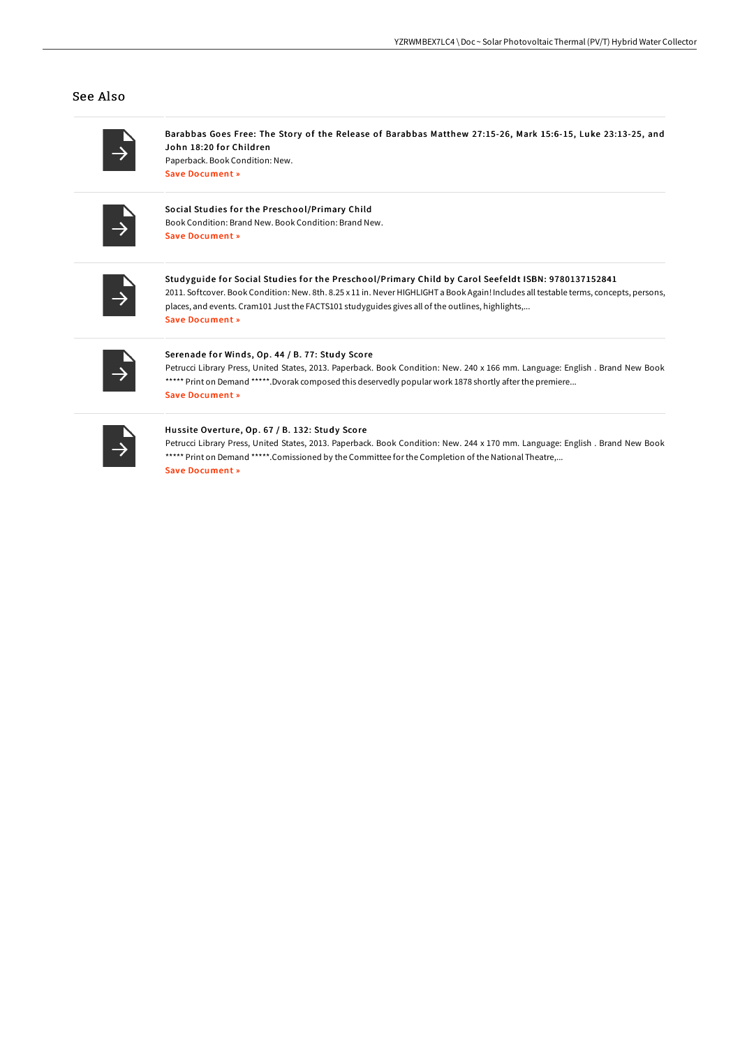## See Also

**Barabbas Goes Free: The Story of the Release of Barabbas Matthew 27:15-26, Mark 15:6-15, Luke 23:13-25, and John 18:20 for Children**
Paperback. Book Condition: New.
Save Document »

**Social Studies for the Preschool/Primary Child**
Book Condition: Brand New. Book Condition: Brand New.
Save Document »

**Studyguide for Social Studies for the Preschool/Primary Child by Carol Seefeldt ISBN: 9780137152841**
2011. Softcover. Book Condition: New. 8th. 8.25 x 11 in. Never HIGHLIGHT a Book Again! Includes all testable terms, concepts, persons, places, and events. Cram101 Just the FACTS101 studyguides gives all of the outlines, highlights,...
Save Document »

**Serenade for Winds, Op. 44 / B. 77: Study Score**
Petrucci Library Press, United States, 2013. Paperback. Book Condition: New. 240 x 166 mm. Language: English . Brand New Book ***** Print on Demand *****.Dvorak composed this deservedly popular work 1878 shortly after the premiere...
Save Document »

**Hussite Overture, Op. 67 / B. 132: Study Score**
Petrucci Library Press, United States, 2013. Paperback. Book Condition: New. 244 x 170 mm. Language: English . Brand New Book ***** Print on Demand *****.Comissioned by the Committee for the Completion of the National Theatre,...
Save Document »